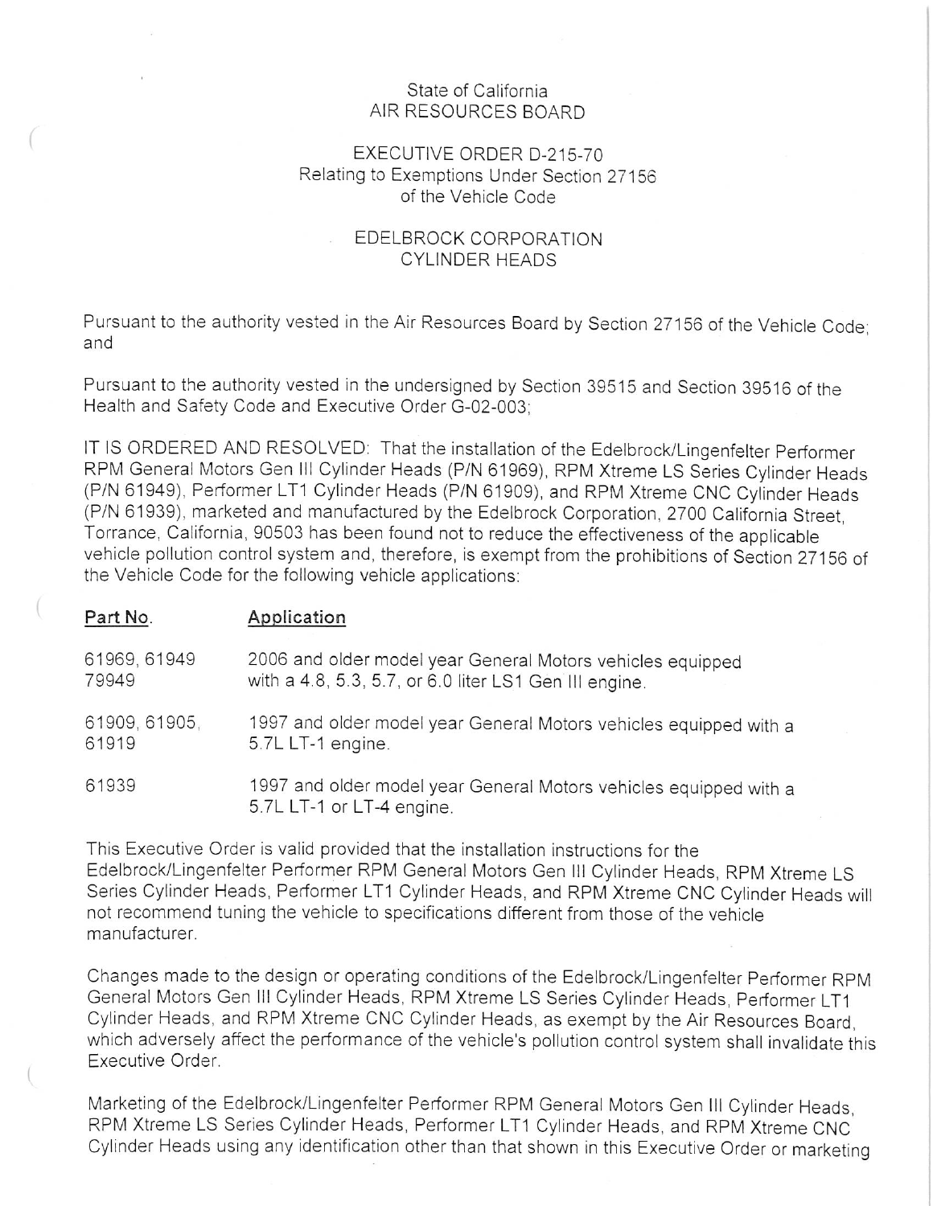State of California
AIR RESOURCES BOARD

EXECUTIVE ORDER D-215-70
Relating to Exemptions Under Section 27156
of the Vehicle Code

EDELBROCK CORPORATION
CYLINDER HEADS

Pursuant to the authority vested in the Air Resources Board by Section 27156 of the Vehicle Code; and

Pursuant to the authority vested in the undersigned by Section 39515 and Section 39516 of the Health and Safety Code and Executive Order G-02-003;

IT IS ORDERED AND RESOLVED: That the installation of the Edelbrock/Lingenfelter Performer RPM General Motors Gen III Cylinder Heads (P/N 61969), RPM Xtreme LS Series Cylinder Heads (P/N 61949), Performer LT1 Cylinder Heads (P/N 61909), and RPM Xtreme CNC Cylinder Heads (P/N 61939), marketed and manufactured by the Edelbrock Corporation, 2700 California Street, Torrance, California, 90503 has been found not to reduce the effectiveness of the applicable vehicle pollution control system and, therefore, is exempt from the prohibitions of Section 27156 of the Vehicle Code for the following vehicle applications:

| Part No. | Application |
|---|---|
| 61969, 61949 79949 | 2006 and older model year General Motors vehicles equipped with a 4.8, 5.3, 5.7, or 6.0 liter LS1 Gen III engine. |
| 61909, 61905, 61919 | 1997 and older model year General Motors vehicles equipped with a 5.7L LT-1 engine. |
| 61939 | 1997 and older model year General Motors vehicles equipped with a 5.7L LT-1 or LT-4 engine. |

This Executive Order is valid provided that the installation instructions for the Edelbrock/Lingenfelter Performer RPM General Motors Gen III Cylinder Heads, RPM Xtreme LS Series Cylinder Heads, Performer LT1 Cylinder Heads, and RPM Xtreme CNC Cylinder Heads will not recommend tuning the vehicle to specifications different from those of the vehicle manufacturer.

Changes made to the design or operating conditions of the Edelbrock/Lingenfelter Performer RPM General Motors Gen III Cylinder Heads, RPM Xtreme LS Series Cylinder Heads, Performer LT1 Cylinder Heads, and RPM Xtreme CNC Cylinder Heads, as exempt by the Air Resources Board, which adversely affect the performance of the vehicle's pollution control system shall invalidate this Executive Order.

Marketing of the Edelbrock/Lingenfelter Performer RPM General Motors Gen III Cylinder Heads, RPM Xtreme LS Series Cylinder Heads, Performer LT1 Cylinder Heads, and RPM Xtreme CNC Cylinder Heads using any identification other than that shown in this Executive Order or marketing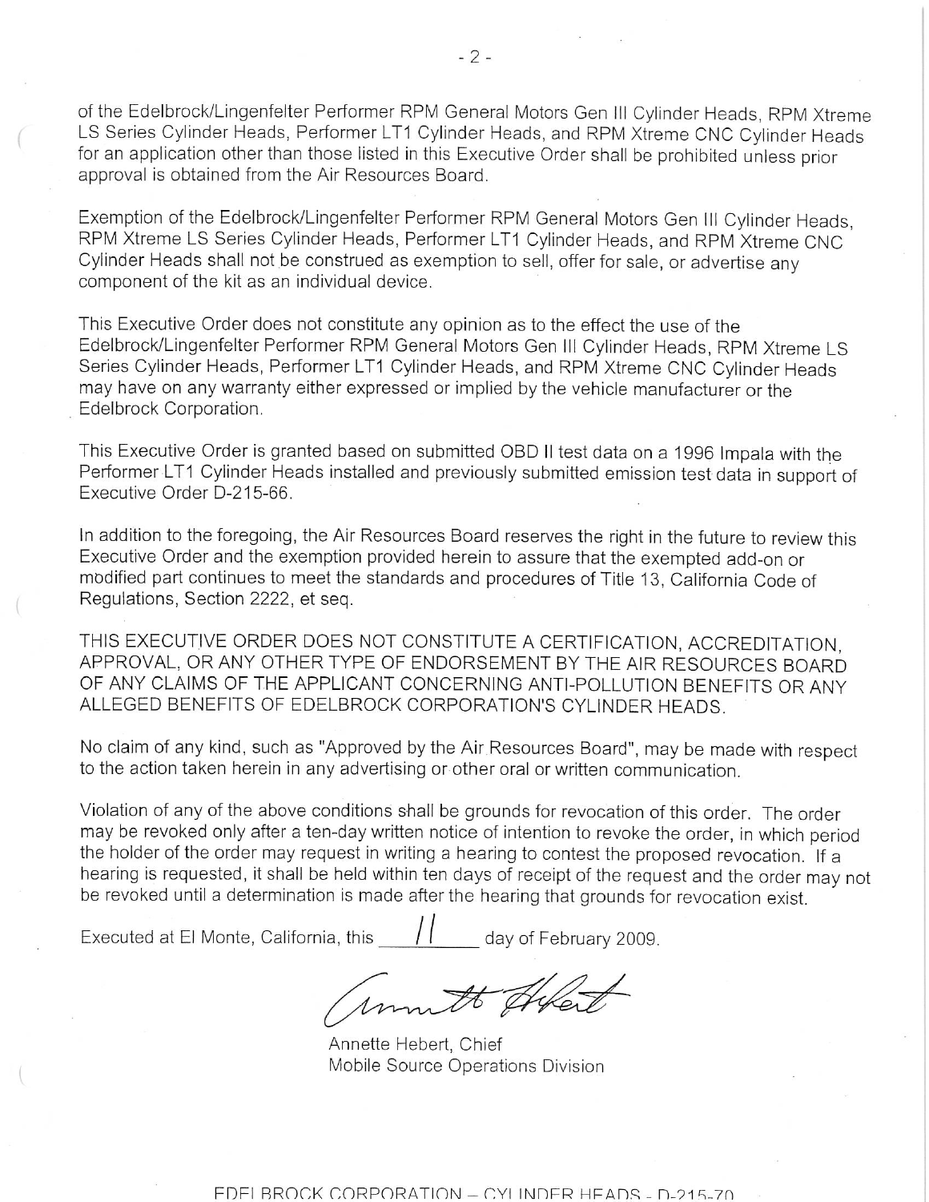of the Edelbrock/Lingenfelter Performer RPM General Motors Gen III Cylinder Heads, RPM Xtreme LS Series Cylinder Heads, Performer LT1 Cylinder Heads, and RPM Xtreme CNC Cylinder Heads for an application other than those listed in this Executive Order shall be prohibited unless prior approval is obtained from the Air Resources Board.

Exemption of the Edelbrock/Lingenfelter Performer RPM General Motors Gen III Cylinder Heads, RPM Xtreme LS Series Cylinder Heads, Performer LT1 Cylinder Heads, and RPM Xtreme CNC Cylinder Heads shall not be construed as exemption to sell, offer for sale, or advertise any component of the kit as an individual device.

This Executive Order does not constitute any opinion as to the effect the use of the Edelbrock/Lingenfelter Performer RPM General Motors Gen III Cylinder Heads, RPM Xtreme LS Series Cylinder Heads, Performer LT1 Cylinder Heads, and RPM Xtreme CNC Cylinder Heads may have on any warranty either expressed or implied by the vehicle manufacturer or the Edelbrock Corporation.

This Executive Order is granted based on submitted OBD II test data on a 1996 Impala with the Performer LT1 Cylinder Heads installed and previously submitted emission test data in support of Executive Order D-215-66.

In addition to the foregoing, the Air Resources Board reserves the right in the future to review this Executive Order and the exemption provided herein to assure that the exempted add-on or modified part continues to meet the standards and procedures of Title 13, California Code of Regulations, Section 2222, et seq.

THIS EXECUTIVE ORDER DOES NOT CONSTITUTE A CERTIFICATION, ACCREDITATION, APPROVAL, OR ANY OTHER TYPE OF ENDORSEMENT BY THE AIR RESOURCES BOARD OF ANY CLAIMS OF THE APPLICANT CONCERNING ANTI-POLLUTION BENEFITS OR ANY ALLEGED BENEFITS OF EDELBROCK CORPORATION'S CYLINDER HEADS.

No claim of any kind, such as "Approved by the Air Resources Board", may be made with respect to the action taken herein in any advertising or other oral or written communication.

Violation of any of the above conditions shall be grounds for revocation of this order. The order may be revoked only after a ten-day written notice of intention to revoke the order, in which period the holder of the order may request in writing a hearing to contest the proposed revocation. If a hearing is requested, it shall be held within ten days of receipt of the request and the order may not be revoked until a determination is made after the hearing that grounds for revocation exist.

Executed at El Monte, California, this 11 day of February 2009.

Annette Hebert, Chief
Mobile Source Operations Division

EDELBROCK CORPORATION – CYLINDER HEADS - D-215-70